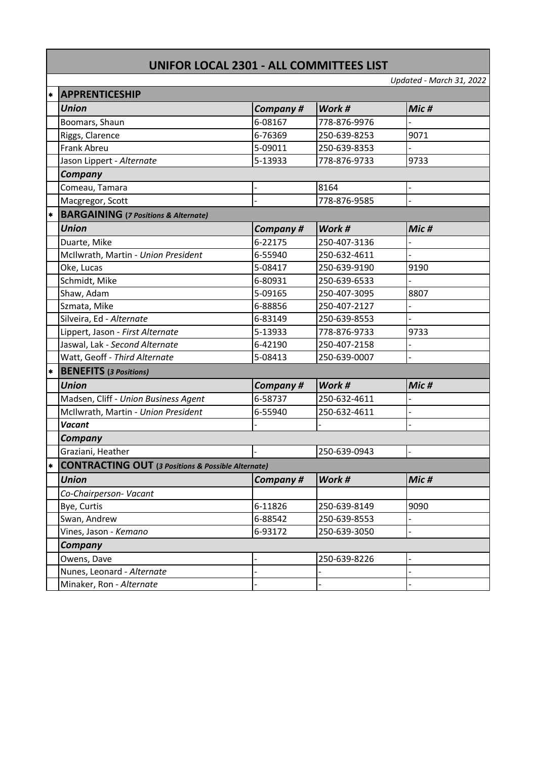# UNIFOR LOCAL 2301 - ALL COMMITTEES LIST

*Updated - March 31, 2022*

| | | | | |
|---|---|---|---|---|
| * | **APPRENTICESHIP** | | | |
| | ***Union*** | ***Company #*** | ***Work #*** | ***Mic #*** |
| | Boomars, Shaun | 6-08167 | 778-876-9976 | - |
| | Riggs, Clarence | 6-76369 | 250-639-8253 | 9071 |
| | Frank Abreu | 5-09011 | 250-639-8353 | - |
| | Jason Lippert - *Alternate* | 5-13933 | 778-876-9733 | 9733 |
| | ***Company*** | | | |
| | Comeau, Tamara | - | 8164 | - |
| | Macgregor, Scott | - | 778-876-9585 | - |
| * | **BARGAINING** ***(7 Positions & Alternate)*** | | | |
| | ***Union*** | ***Company #*** | ***Work #*** | ***Mic #*** |
| | Duarte, Mike | 6-22175 | 250-407-3136 | - |
| | McIlwrath, Martin - *Union President* | 6-55940 | 250-632-4611 | - |
| | Oke, Lucas | 5-08417 | 250-639-9190 | 9190 |
| | Schmidt, Mike | 6-80931 | 250-639-6533 | - |
| | Shaw, Adam | 5-09165 | 250-407-3095 | 8807 |
| | Szmata, Mike | 6-88856 | 250-407-2127 | - |
| | Silveira, Ed - *Alternate* | 6-83149 | 250-639-8553 | - |
| | Lippert, Jason - *First Alternate* | 5-13933 | 778-876-9733 | 9733 |
| | Jaswal, Lak - *Second Alternate* | 6-42190 | 250-407-2158 | - |
| | Watt, Geoff - *Third Alternate* | 5-08413 | 250-639-0007 | - |
| * | **BENEFITS** ***(3 Positions)*** | | | |
| | ***Union*** | ***Company #*** | ***Work #*** | ***Mic #*** |
| | Madsen, Cliff - *Union Business Agent* | 6-58737 | 250-632-4611 | - |
| | McIlwrath, Martin - *Union President* | 6-55940 | 250-632-4611 | - |
| | ***Vacant*** | - | - | - |
| | ***Company*** | | | |
| | Graziani, Heather | - | 250-639-0943 | - |
| * | **CONTRACTING OUT** ***(3 Positions & Possible Alternate)*** | | | |
| | ***Union*** | ***Company #*** | ***Work #*** | ***Mic #*** |
| | *Co-Chairperson- Vacant* | | | |
| | Bye, Curtis | 6-11826 | 250-639-8149 | 9090 |
| | Swan, Andrew | 6-88542 | 250-639-8553 | - |
| | Vines, Jason - *Kemano* | 6-93172 | 250-639-3050 | - |
| | ***Company*** | | | |
| | Owens, Dave | - | 250-639-8226 | - |
| | Nunes, Leonard - *Alternate* | - | - | - |
| | Minaker, Ron - *Alternate* | - | - | - |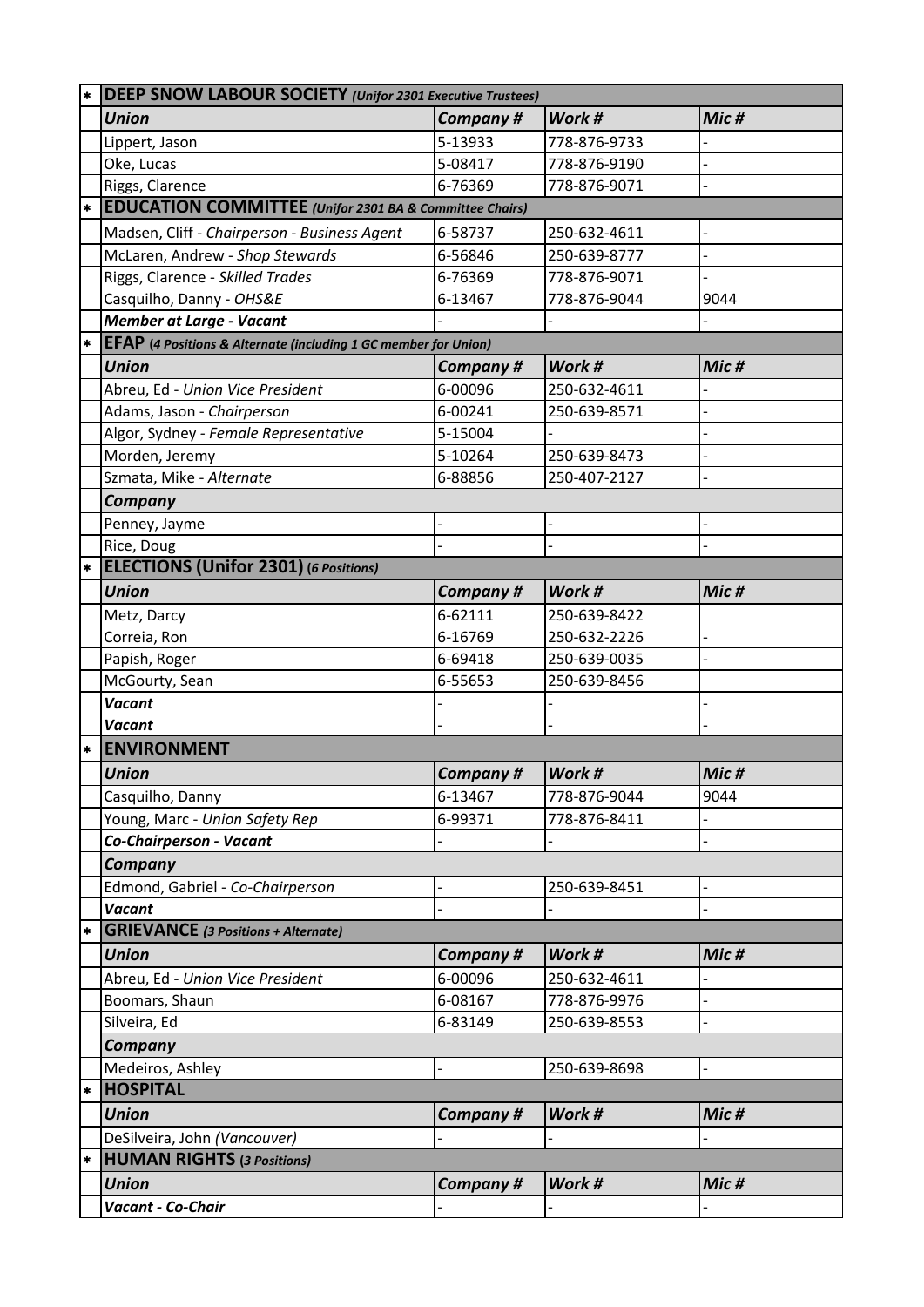| * | **DEEP SNOW LABOUR SOCIETY** *(Unifor 2301 Executive Trustees)* | | | |
|---|---|---|---|---|
| | ***Union*** | ***Company #*** | ***Work #*** | ***Mic #*** |
| | Lippert, Jason | 5-13933 | 778-876-9733 | - |
| | Oke, Lucas | 5-08417 | 778-876-9190 | - |
| | Riggs, Clarence | 6-76369 | 778-876-9071 | - |
| * | **EDUCATION COMMITTEE** *(Unifor 2301 BA & Committee Chairs)* | | | |
| | Madsen, Cliff - *Chairperson - Business Agent* | 6-58737 | 250-632-4611 | - |
| | McLaren, Andrew - *Shop Stewards* | 6-56846 | 250-639-8777 | - |
| | Riggs, Clarence - *Skilled Trades* | 6-76369 | 778-876-9071 | - |
| | Casquilho, Danny - *OHS&E* | 6-13467 | 778-876-9044 | 9044 |
| | ***Member at Large - Vacant*** | - | - | - |
| * | **EFAP** *(4 Positions & Alternate (including 1 GC member for Union)* | | | |
| | ***Union*** | ***Company #*** | ***Work #*** | ***Mic #*** |
| | Abreu, Ed - *Union Vice President* | 6-00096 | 250-632-4611 | - |
| | Adams, Jason - *Chairperson* | 6-00241 | 250-639-8571 | - |
| | Algor, Sydney - *Female Representative* | 5-15004 | - | - |
| | Morden, Jeremy | 5-10264 | 250-639-8473 | - |
| | Szmata, Mike - *Alternate* | 6-88856 | 250-407-2127 | - |
| | ***Company*** | | | |
| | Penney, Jayme | - | - | - |
| | Rice, Doug | - | - | - |
| * | **ELECTIONS (Unifor 2301)** *(6 Positions)* | | | |
| | ***Union*** | ***Company #*** | ***Work #*** | ***Mic #*** |
| | Metz, Darcy | 6-62111 | 250-639-8422 | |
| | Correia, Ron | 6-16769 | 250-632-2226 | - |
| | Papish, Roger | 6-69418 | 250-639-0035 | - |
| | McGourty, Sean | 6-55653 | 250-639-8456 | |
| | ***Vacant*** | - | - | - |
| | ***Vacant*** | - | - | - |
| * | **ENVIRONMENT** | | | |
| | ***Union*** | ***Company #*** | ***Work #*** | ***Mic #*** |
| | Casquilho, Danny | 6-13467 | 778-876-9044 | 9044 |
| | Young, Marc - *Union Safety Rep* | 6-99371 | 778-876-8411 | - |
| | ***Co-Chairperson - Vacant*** | - | - | - |
| | ***Company*** | | | |
| | Edmond, Gabriel - *Co-Chairperson* | - | 250-639-8451 | - |
| | ***Vacant*** | - | - | - |
| * | **GRIEVANCE** *(3 Positions + Alternate)* | | | |
| | ***Union*** | ***Company #*** | ***Work #*** | ***Mic #*** |
| | Abreu, Ed - *Union Vice President* | 6-00096 | 250-632-4611 | - |
| | Boomars, Shaun | 6-08167 | 778-876-9976 | - |
| | Silveira, Ed | 6-83149 | 250-639-8553 | - |
| | ***Company*** | | | |
| | Medeiros, Ashley | - | 250-639-8698 | - |
| * | **HOSPITAL** | | | |
| | ***Union*** | ***Company #*** | ***Work #*** | ***Mic #*** |
| | DeSilveira, John *(Vancouver)* | - | - | - |
| * | **HUMAN RIGHTS** *(3 Positions)* | | | |
| | ***Union*** | ***Company #*** | ***Work #*** | ***Mic #*** |
| | ***Vacant - Co-Chair*** | - | - | - |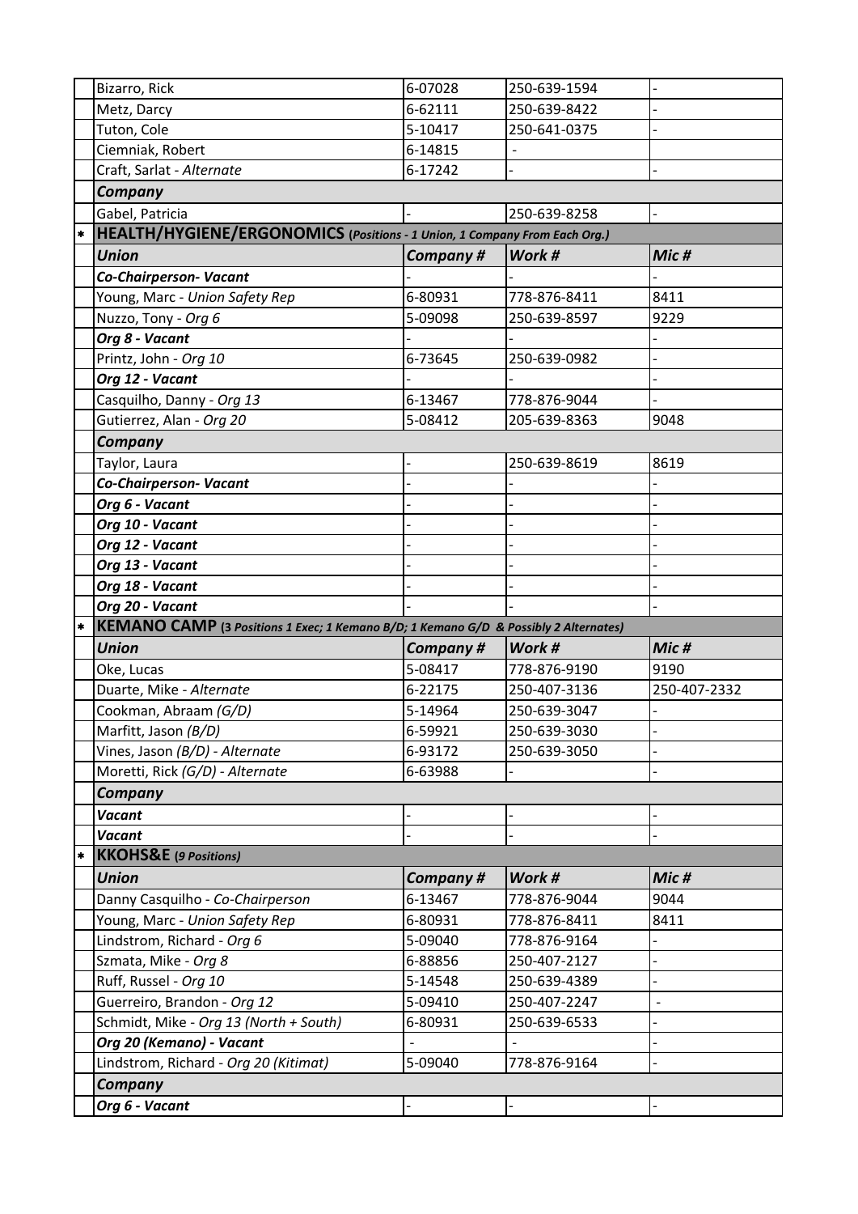| | | | | |
|---|---|---|---|---|
| | Bizarro, Rick | 6-07028 | 250-639-1594 | - |
| | Metz, Darcy | 6-62111 | 250-639-8422 | - |
| | Tuton, Cole | 5-10417 | 250-641-0375 | - |
| | Ciemniak, Robert | 6-14815 | - | |
| | Craft, Sarlat - *Alternate* | 6-17242 | - | - |
| | ***Company*** | | | |
| | Gabel, Patricia | - | 250-639-8258 | - |
| * | **HEALTH/HYGIENE/ERGONOMICS** ***(Positions - 1 Union, 1 Company From Each Org.)*** | | | |
| | ***Union*** | ***Company #*** | ***Work #*** | ***Mic #*** |
| | ***Co-Chairperson- Vacant*** | - | - | - |
| | Young, Marc - *Union Safety Rep* | 6-80931 | 778-876-8411 | 8411 |
| | Nuzzo, Tony - *Org 6* | 5-09098 | 250-639-8597 | 9229 |
| | ***Org 8 - Vacant*** | - | - | - |
| | Printz, John - *Org 10* | 6-73645 | 250-639-0982 | - |
| | ***Org 12 - Vacant*** | - | - | - |
| | Casquilho, Danny - *Org 13* | 6-13467 | 778-876-9044 | - |
| | Gutierrez, Alan - *Org 20* | 5-08412 | 205-639-8363 | 9048 |
| | ***Company*** | | | |
| | Taylor, Laura | - | 250-639-8619 | 8619 |
| | ***Co-Chairperson- Vacant*** | - | - | - |
| | ***Org 6 - Vacant*** | - | - | - |
| | ***Org 10 - Vacant*** | - | - | - |
| | ***Org 12 - Vacant*** | - | - | - |
| | ***Org 13 - Vacant*** | - | - | - |
| | ***Org 18 - Vacant*** | - | - | - |
| | ***Org 20 - Vacant*** | - | - | - |
| * | **KEMANO CAMP** **(*3 Positions 1 Exec; 1 Kemano B/D; 1 Kemano G/D & Possibly 2 Alternates*)** | | | |
| | ***Union*** | ***Company #*** | ***Work #*** | ***Mic #*** |
| | Oke, Lucas | 5-08417 | 778-876-9190 | 9190 |
| | Duarte, Mike - *Alternate* | 6-22175 | 250-407-3136 | 250-407-2332 |
| | Cookman, Abraam *(G/D)* | 5-14964 | 250-639-3047 | - |
| | Marfitt, Jason *(B/D)* | 6-59921 | 250-639-3030 | - |
| | Vines, Jason *(B/D) - Alternate* | 6-93172 | 250-639-3050 | - |
| | Moretti, Rick *(G/D) - Alternate* | 6-63988 | - | - |
| | ***Company*** | | | |
| | ***Vacant*** | - | - | - |
| | ***Vacant*** | - | - | - |
| * | **KKOHS&E** **(*9 Positions*)** | | | |
| | ***Union*** | ***Company #*** | ***Work #*** | ***Mic #*** |
| | Danny Casquilho - *Co-Chairperson* | 6-13467 | 778-876-9044 | 9044 |
| | Young, Marc - *Union Safety Rep* | 6-80931 | 778-876-8411 | 8411 |
| | Lindstrom, Richard - *Org 6* | 5-09040 | 778-876-9164 | - |
| | Szmata, Mike - *Org 8* | 6-88856 | 250-407-2127 | - |
| | Ruff, Russel - *Org 10* | 5-14548 | 250-639-4389 | - |
| | Guerreiro, Brandon - *Org 12* | 5-09410 | 250-407-2247 | - |
| | Schmidt, Mike - *Org 13 (North + South)* | 6-80931 | 250-639-6533 | - |
| | ***Org 20 (Kemano) - Vacant*** | - | - | - |
| | Lindstrom, Richard - *Org 20 (Kitimat)* | 5-09040 | 778-876-9164 | - |
| | ***Company*** | | | |
| | ***Org 6 - Vacant*** | - | - | - |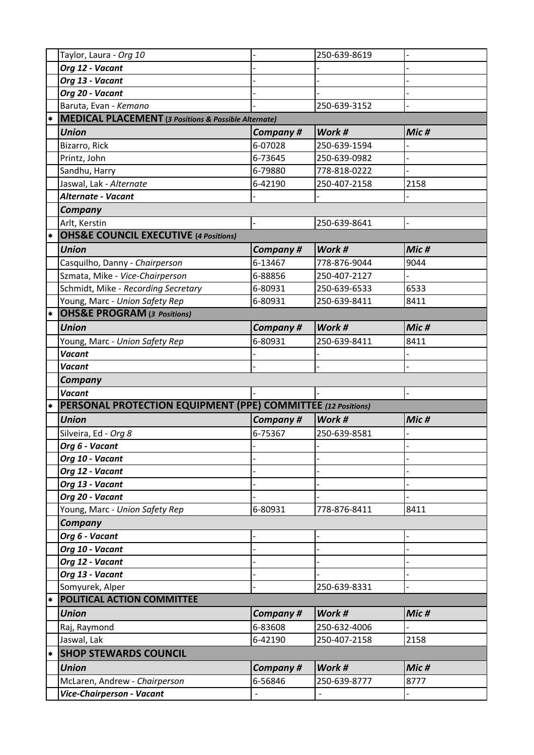| | | | | |
|---|---|---|---|---|
| | Taylor, Laura - *Org 10* | - | 250-639-8619 | - |
| | ***Org 12 - Vacant*** | - | - | - |
| | ***Org 13 - Vacant*** | - | - | - |
| | ***Org 20 - Vacant*** | - | - | - |
| | Baruta, Evan - *Kemano* | - | 250-639-3152 | - |
| * | **MEDICAL PLACEMENT** ***(3 Positions & Possible Alternate)*** | | | |
| | ***Union*** | ***Company #*** | ***Work #*** | ***Mic #*** |
| | Bizarro, Rick | 6-07028 | 250-639-1594 | - |
| | Printz, John | 6-73645 | 250-639-0982 | - |
| | Sandhu, Harry | 6-79880 | 778-818-0222 | - |
| | Jaswal, Lak - *Alternate* | 6-42190 | 250-407-2158 | 2158 |
| | ***Alternate - Vacant*** | - | - | - |
| | ***Company*** | | | |
| | Arlt, Kerstin | - | 250-639-8641 | - |
| * | **OHS&E COUNCIL EXECUTIVE** ***(4 Positions)*** | | | |
| | ***Union*** | ***Company #*** | ***Work #*** | ***Mic #*** |
| | Casquilho, Danny - *Chairperson* | 6-13467 | 778-876-9044 | 9044 |
| | Szmata, Mike - *Vice-Chairperson* | 6-88856 | 250-407-2127 | - |
| | Schmidt, Mike - *Recording Secretary* | 6-80931 | 250-639-6533 | 6533 |
| | Young, Marc - *Union Safety Rep* | 6-80931 | 250-639-8411 | 8411 |
| * | **OHS&E PROGRAM** ***(3 Positions)*** | | | |
| | ***Union*** | ***Company #*** | ***Work #*** | ***Mic #*** |
| | Young, Marc - *Union Safety Rep* | 6-80931 | 250-639-8411 | 8411 |
| | ***Vacant*** | - | - | - |
| | ***Vacant*** | - | - | - |
| | ***Company*** | | | |
| | ***Vacant*** | - | - | - |
| * | **PERSONAL PROTECTION EQUIPMENT (PPE) COMMITTEE** ***(12 Positions)*** | | | |
| | ***Union*** | ***Company #*** | ***Work #*** | ***Mic #*** |
| | Silveira, Ed - *Org 8* | 6-75367 | 250-639-8581 | - |
| | ***Org 6 - Vacant*** | - | - | - |
| | ***Org 10 - Vacant*** | - | - | - |
| | ***Org 12 - Vacant*** | - | - | - |
| | ***Org 13 - Vacant*** | - | - | - |
| | ***Org 20 - Vacant*** | - | - | - |
| | Young, Marc - *Union Safety Rep* | 6-80931 | 778-876-8411 | 8411 |
| | ***Company*** | | | |
| | ***Org 6 - Vacant*** | - | - | - |
| | ***Org 10 - Vacant*** | - | - | - |
| | ***Org 12 - Vacant*** | - | - | - |
| | ***Org 13 - Vacant*** | - | - | - |
| | Somyurek, Alper | - | 250-639-8331 | - |
| * | **POLITICAL ACTION COMMITTEE** | | | |
| | ***Union*** | ***Company #*** | ***Work #*** | ***Mic #*** |
| | Raj, Raymond | 6-83608 | 250-632-4006 | - |
| | Jaswal, Lak | 6-42190 | 250-407-2158 | 2158 |
| * | **SHOP STEWARDS COUNCIL** | | | |
| | ***Union*** | ***Company #*** | ***Work #*** | ***Mic #*** |
| | McLaren, Andrew - *Chairperson* | 6-56846 | 250-639-8777 | 8777 |
| | ***Vice-Chairperson - Vacant*** | - | - | - |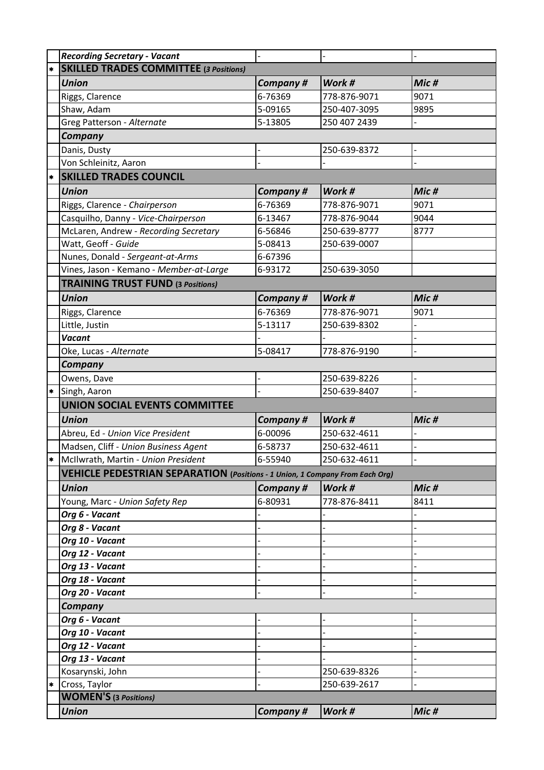| | | | | |
|---|---|---|---|---|
| | ***Recording Secretary - Vacant*** | - | - | - |
| * | **SKILLED TRADES COMMITTEE** ***(3 Positions)*** | | | |
| | ***Union*** | ***Company #*** | ***Work #*** | ***Mic #*** |
| | Riggs, Clarence | 6-76369 | 778-876-9071 | 9071 |
| | Shaw, Adam | 5-09165 | 250-407-3095 | 9895 |
| | Greg Patterson - *Alternate* | 5-13805 | 250 407 2439 | - |
| | ***Company*** | | | |
| | Danis, Dusty | - | 250-639-8372 | - |
| | Von Schleinitz, Aaron | - | - | - |
| * | **SKILLED TRADES COUNCIL** | | | |
| | ***Union*** | ***Company #*** | ***Work #*** | ***Mic #*** |
| | Riggs, Clarence - *Chairperson* | 6-76369 | 778-876-9071 | 9071 |
| | Casquilho, Danny - *Vice-Chairperson* | 6-13467 | 778-876-9044 | 9044 |
| | McLaren, Andrew - *Recording Secretary* | 6-56846 | 250-639-8777 | 8777 |
| | Watt, Geoff - *Guide* | 5-08413 | 250-639-0007 | |
| | Nunes, Donald - *Sergeant-at-Arms* | 6-67396 | | |
| | Vines, Jason - Kemano - *Member-at-Large* | 6-93172 | 250-639-3050 | |
| | **TRAINING TRUST FUND** ***(3 Positions)*** | | | |
| | ***Union*** | ***Company #*** | ***Work #*** | ***Mic #*** |
| | Riggs, Clarence | 6-76369 | 778-876-9071 | 9071 |
| | Little, Justin | 5-13117 | 250-639-8302 | - |
| | ***Vacant*** | - | - | - |
| | Oke, Lucas - *Alternate* | 5-08417 | 778-876-9190 | - |
| | ***Company*** | | | |
| | Owens, Dave | - | 250-639-8226 | - |
| * | Singh, Aaron | - | 250-639-8407 | - |
| | **UNION SOCIAL EVENTS COMMITTEE** | | | |
| | ***Union*** | ***Company #*** | ***Work #*** | ***Mic #*** |
| | Abreu, Ed - *Union Vice President* | 6-00096 | 250-632-4611 | - |
| | Madsen, Cliff - *Union Business Agent* | 6-58737 | 250-632-4611 | - |
| * | McIlwrath, Martin - *Union President* | 6-55940 | 250-632-4611 | - |
| | **VEHICLE PEDESTRIAN SEPARATION** ***(Positions - 1 Union, 1 Company From Each Org)*** | | | |
| | ***Union*** | ***Company #*** | ***Work #*** | ***Mic #*** |
| | Young, Marc - *Union Safety Rep* | 6-80931 | 778-876-8411 | 8411 |
| | ***Org 6 - Vacant*** | - | - | - |
| | ***Org 8 - Vacant*** | - | - | - |
| | ***Org 10 - Vacant*** | - | - | - |
| | ***Org 12 - Vacant*** | - | - | - |
| | ***Org 13 - Vacant*** | - | - | - |
| | ***Org 18 - Vacant*** | - | - | - |
| | ***Org 20 - Vacant*** | - | - | - |
| | ***Company*** | | | |
| | ***Org 6 - Vacant*** | - | - | - |
| | ***Org 10 - Vacant*** | - | - | - |
| | ***Org 12 - Vacant*** | - | - | - |
| | ***Org 13 - Vacant*** | - | - | - |
| | Kosarynski, John | - | 250-639-8326 | - |
| * | Cross, Taylor | - | 250-639-2617 | - |
| | **WOMEN'S** ***(3 Positions)*** | | | |
| | ***Union*** | ***Company #*** | ***Work #*** | ***Mic #*** |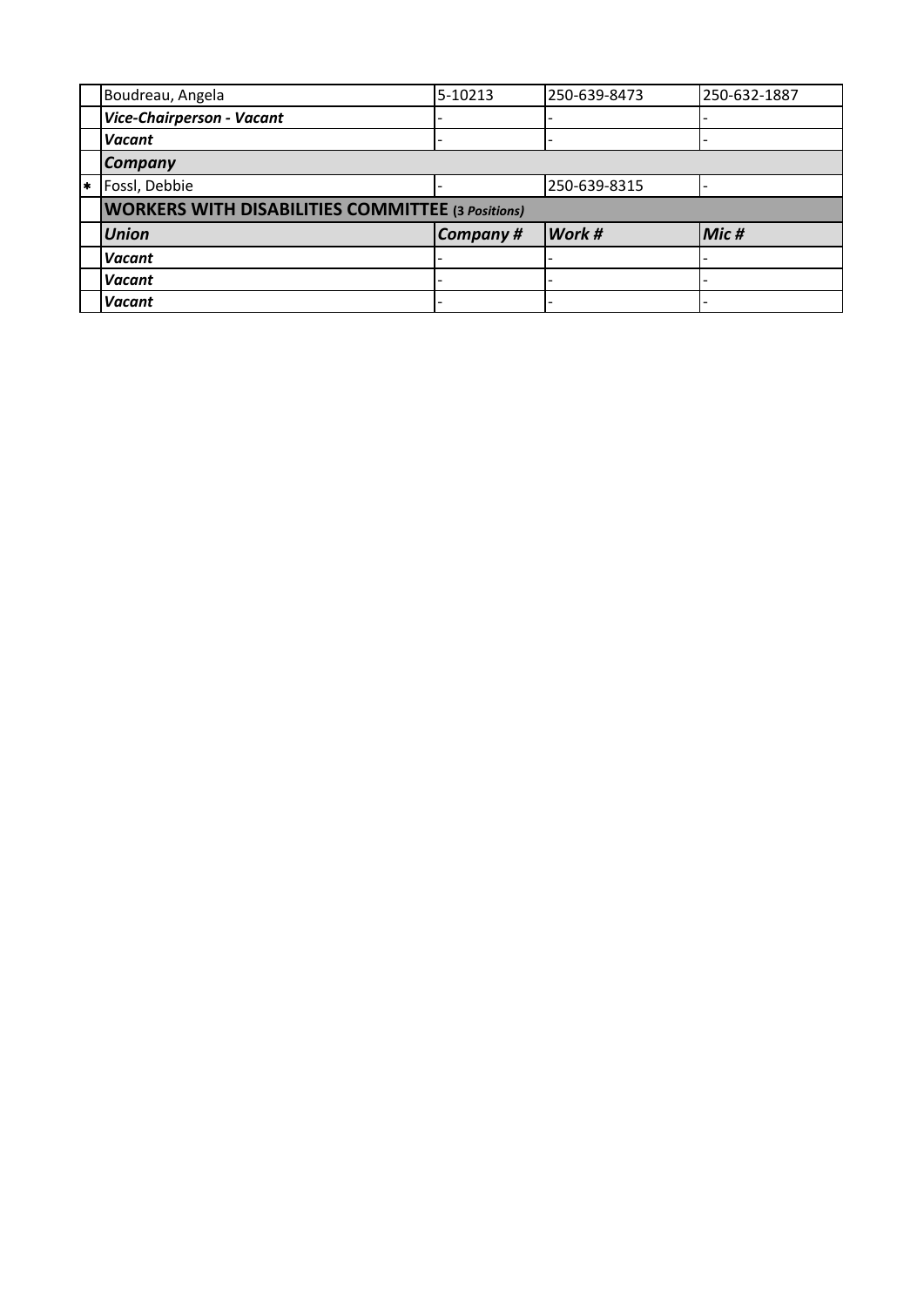| | | | | |
|---|---|---|---|---|
| | Boudreau, Angela | 5-10213 | 250-639-8473 | 250-632-1887 |
| | ***Vice-Chairperson - Vacant*** | - | - | - |
| | ***Vacant*** | - | - | - |
| | ***Company*** | | | |
| * | Fossl, Debbie | - | 250-639-8315 | - |
| | **WORKERS WITH DISABILITIES COMMITTEE** **(3 *Positions*)** | | | |
| | ***Union*** | ***Company #*** | ***Work #*** | ***Mic #*** |
| | ***Vacant*** | - | - | - |
| | ***Vacant*** | - | - | - |
| | ***Vacant*** | - | - | - |